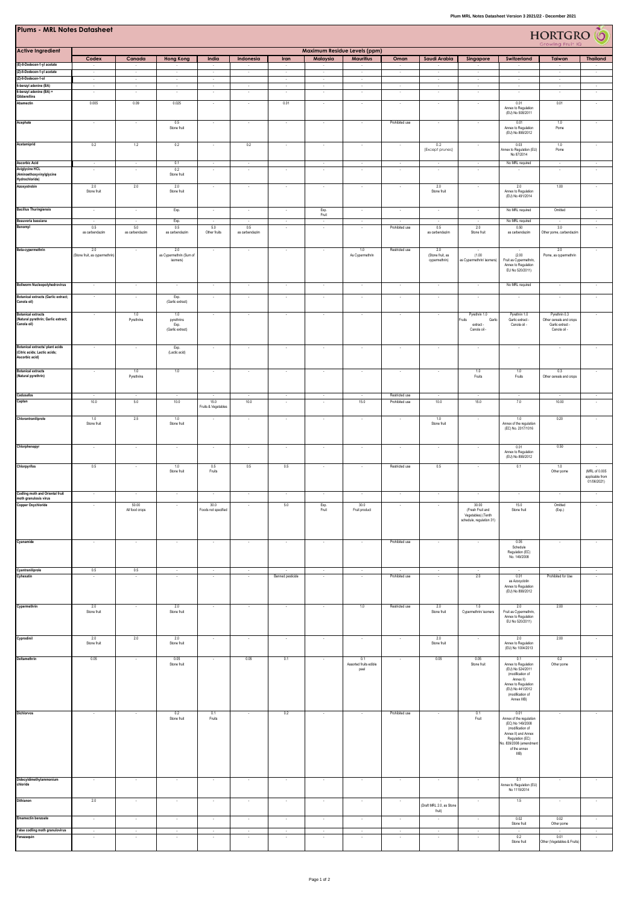# Plums - MRL Notes Datasheet

HORTGRO Growing Fruit IQ

| Active Ingredient | Maximum Residue Levels (ppm) | | | | | | | | | | | | | |
|---|---|---|---|---|---|---|---|---|---|---|---|---|---|---|
| | Codex | Canada | Hong Kong | India | Indonesia | Iran | Malaysia | Mauritius | Oman | Saudi Arabia | Singapore | Switzerland | Taiwan | Thailand |
| (E)-8-Dodecen-1-yl acetate | - | - | - | - | - | - | - | - | - | - | - | - | - | - |
| (Z)-8-Dodecen-1-yl acetate | - | - | - | - | - | - | - | - | - | - | - | - | - | - |
| (Z)-8-Dodecen-1-ol | - | - | - | - | - | - | - | - | - | - | - | - | - | - |
| 6-benzyl adenine (BA) | - | - | - | - | - | - | - | - | - | - | - | - | - | - |
| 6-benzyl adenine (BA) + Gibberellins | - | - | - | - | - | - | - | - | - | - | - | - | - | - |
| Abamectin | 0.005 | 0.09 | 0.025 | - | - | 0.01 | - | - | - | - | - | 0.01 Annex to Regulation (EU) No 508/2011 | 0.01 | - |
| Acephate | - | - | 0.5 Stone fruit | - | - | - | - | - | Prohibited use | - | - | 0.01 Annex to Regulation (EU) No 899/2012 | 1.0 Pome | - |
| Acetamiprid | 0.2 | 1.2 | 0.2 | - | 0.2 | - | - | - | - | 0.2 (Except prunes) | - | 0.03 Annex to Regulation (EU) No 87/2014 | 1.0 Pome | - |
| Ascorbic Acid | - | - | 0.1 | - | - | - | - | - | - | - | - | No MRL required | - | - |
| Aviglycine HCL (Aminoethoxyvinylglycine Hydrochloride) | - | - | 0.2 Stone fruit | - | - | - | - | - | - | - | - | - | - | - |
| Azoxystrobin | 2.0 Stone fruit | 2.0 | 2.0 Stone fruit | - | - | - | - | - | - | 2.0 Stone fruit | - | 2.0 Annex to Regulation (EU) No 491/2014 | 1.00 | - |
| Bacillus Thuringiensis | - | - | Exp. | - | - | - | Exp. Fruit | - | - | - | - | No MRL required | Omitted | - |
| Beauveria bassiana | - | - | Exp. | - | - | - | - | - | - | - | - | No MRL required | - | - |
| Benomyl | 0.5 as carbendazim | 5.0 as carbendazim | 0.5 as carbendazim | 5.0 Other fruits | 0.5 as carbendazim | - | - | - | Prohibited use | 0.5 as carbendazim | 2.0 Stone fruit | 0.50 as carbendazim | 3.0 Other pome, carbendazim | - |
| Beta-cypermethrin | 2.0 (Stone fruit, as cypermethrin) | - | 2.0 as Cypermethrin (Sum of isomers) | - | - | - | - | 1.0 As Cypermethrin | Restricted use | 2.0 (Stone fruit, as cypermethrin) | - (1.00 as Cypermethrin/ isomers) | - (2.00 Fruit as Cypermethrin, Annex to Regulation EU No 520/2011) | 2.0 Pome, as cypermethrin | - |
| Bollworm Nucleopolyhedrovirus | - | - | - | - | - | - | - | - | - | - | - | No MRL required | - | - |
| Botanical extracts (Garlic extract; Canola oil) | - | - | Exp. (Garlic extract) | - | - | - | - | - | - | - | - | - | - | - |
| Botanical extracts (Natural pyrethrin; Garlic extract; Canola oil) | - | 1.0 Pyrethrins | 1.0 pyrethrins Exp. (Garlic extract) | - | - | - | - | - | - | - | Pyrethrin 1.0 Fruits Garlic extract - Canola oil - | Pyrethrin 1.0 Garlic extract - Canola oil - | Pyrethrin 0.3 Other cereals and crops Garlic extract - Canola oil - | - |
| Botanical extracts/ plant acids (Citric acids; Lactic acids; Ascorbic acid) | - | - | Exp. (Lactic acid) | - | - | - | - | - | - | - | - | - | - | - |
| Botanical extracts (Natural pyrethrin) | - | 1.0 Pyrethrins | 1.0 | - | - | - | - | - | - | - | 1.0 Fruits | 1.0 Fruits | 0.3 Other cereals and crops | - |
| Cadusafos | - | - | - | - | - | - | - | - | Restricted use | - | - | - | - | - |
| Captan | 10.0 | 5.0 | 10.0 | 15.0 Fruits & Vegetables | 10.0 | - | - | 15.0 | Prohibited use | 10.0 | 15.0 | 7.0 | 10.00 | - |
| Chlorantraniliprole | 1.0 Stone fruit | 2.5 | 1.0 Stone fruit | - | - | - | - | - | - | 1.0 Stone fruit | - | 1.0 Annex of the regulation (EC) No. 2017/1016 | 0.20 | - |
| Chlorphenapyr | - | - | - | - | - | - | - | - | - | - | - | 0.01 Annex to Regulation (EU) No 899/2012 | 0.50 | - |
| Chlorpyrifos | 0.5 | - | 1.0 Stone fruit | 0.5 Fruits | 0.5 | 0.5 | - | - | Restricted use | 0.5 | - | 0.1 | 1.0 Other pome | - (MRL of 0.005 applicable from 01/06/2021) |
| Codling moth and Oriental fruit moth granulosis virus | - | - | - | - | - | - | - | - | - | - | - | - | - | - |
| Copper Oxychloride | - | 50.00 All food crops | - | 30.0 Foods not specified | - | 5.0 | Exp. Fruit | 30.0 Fruit product | - | - | 30.00 (Fresh Fruit and Vegetables) (Tenth schedule, regulation 31) | 15.0 Stone fruit | Omitted (Exp.) | - |
| Cyanamide | - | - | - | - | - | - | - | - | Prohibited use | - | - | 0.05 Schedule Regulation (EC) No. 149/2008 | - | - |
| Cyantraniliprole | 0.5 | 0.5 | - | - | - | - | - | - | - | - | - | - | - | - |
| Cyhexatin | - | - | - | - | - | Banned pesticide | - | - | Prohibited use | - | 2.0 | 0.01 as Azocyclotin Annex to Regulation (EU) No 899/2012 | Prohibited for Use | - |
| Cypermethrin | 2.0 Stone fruit | - | 2.0 Stone fruit | - | - | - | - | 1.0 | Restricted use | 2.0 Stone fruit | 1.0 Cypermethrin/ isomers | 2.0 Fruit as Cypermethrin, Annex to Regulation EU No 520/2011) | 2.00 | - |
| Cyprodinil | 2.0 Stone fruit | 2.0 | 2.0 Stone fruit | - | - | - | - | - | - | 2.0 Stone fruit | - | 2.0 Annex to Regulation (EU) No 1004/2013 | 2.00 | - |
| Deltamethrin | 0.05 | - | 0.05 Stone fruit | - | 0.05 | 0.1 | - | 0.1 Assorted fruits edible peel | - | 0.05 | 0.05 Stone fruit | 0.1 Annex to Regulation (EU) No 524/2011 (modification of Annex II) Annex to Regulation (EU) No 441/2012 (modification of Annex IIIB) | 0.2 Other pome | - |
| Dichlorvos | - | - | 0.2 Stone fruit | 0.1 Fruits | - | 0.2 | - | - | Prohibited use | - | 0.1 Fruit | 0.01 Annex of the regulation (EC) No 149/2008 (modification of Annex II) and Annex Regulation (EC) No. 839/2008 (amendment of the annex IIIB) | - | - |
| Didecyldimethylammonium chloride | - | - | - | - | - | - | - | - | - | - | - | 0.1 Annex to Regulation (EU) No 1119/2014 | - | - |
| Dithianon | 2.0 | - | - | - | - | - | - | - | - | - (Draft MRL 2.0, as Stone fruit) | - | 1.5 | - | - |
| Emamectin benzoate | - | - | - | - | - | - | - | - | - | - | - | 0.02 Stone fruit | 0.02 Other pome | - |
| False codling moth granulovirus | - | - | - | - | - | - | - | - | - | - | - | - | - | - |
| Fenazaquin | - | - | - | - | - | - | - | - | - | - | - | 0.2 Stone fruit | 0.01 Other (Vegetables & Fruits) | - |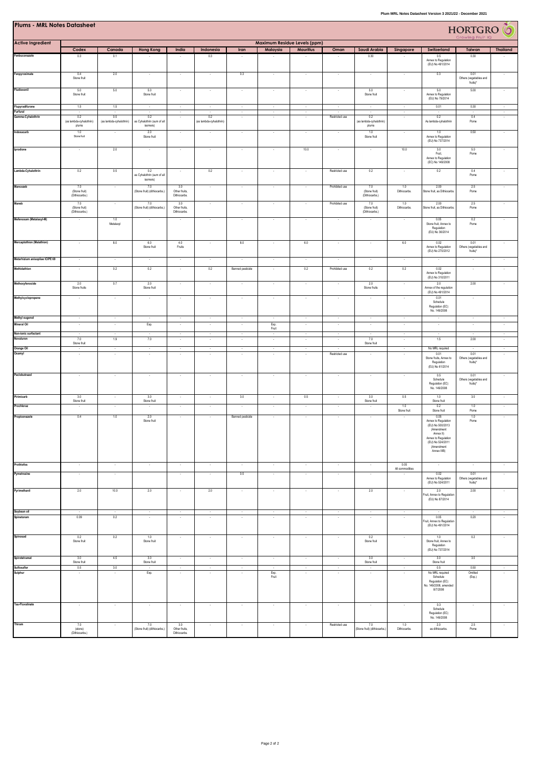# Plums - MRL Notes Datasheet

HORTGRO Growing Fruit IQ

| Active Ingredient | Maximum Residue Levels (ppm) | | | | | | | | | | | | | |
|---|---|---|---|---|---|---|---|---|---|---|---|---|---|---|
| | Codex | Canada | Hong Kong | India | Indonesia | Iran | Malaysia | Mauritius | Oman | Saudi Arabia | Singapore | Switzerland | Taiwan | Thailand |
| Fenbuconazole | 0.3 | 0.1 | - | - | 0.3 | - | - | - | - | 0.30 | - | 0.5 Annex to Regulation (EU) No 491/2014 | 0.30 | - |
| Fenpyroximate | 0.4 Stone fruit | 2.0 | - | - | - | 0.3 | - | - | - | - | - | 0.3 | 0.01 Others (vegetables and fruits)* | - |
| Fludioxonil | 5.0 Stone fruit | 5.0 | 5.0 Stone fruit | - | - | - | - | - | - | 5.0 Stone fruit | - | 5.0 Annex to Regulation (EU) No 79/2014 | 5.00 | - |
| Flupyradifurone | 1.5 | 1.5 | - | - | - | - | - | - | - | - | - | 0.01 | 0.30 | - |
| Furfural | - | - | - | - | - | - | - | - | - | - | - | - | - | - |
| Gamma-Cyhalothrin | 0.2 (as lambda-cyhalothrin) plums | 0.5 (as lambda-cyhalothrin) | 0.2 as Cyhalothrin (sum of all isomers) | - | 0.2 (as lambda-cyhalothrin) | - | - | - | Restricted use | 0.2 (as lambda-cyhalothrin) plums | - | 0.2 As lambda-cyhalothrin | 0.4 Pome | - |
| Indoxacarb | 1.0 Stone fruit | - | 2.0 Stone fruit | - | - | - | - | - | - | 1.0 Stone fruit | - | 1.0 Annex to Regulation (EU) No 737/2014 | 0.50 | - |
| Iprodione | - | 2.0 | - | - | - | - | - | 10.0 | - | - | 10.0 | 3.0 Fruit, Annex to Regulation (EC) No 149/2008 | 5.0 Pome | - |
| Lambda-Cyhalothrin | 0.2 | 0.5 | 0.2 as Cyhalothrin (sum of all isomers) | - | 0.2 | - | - | - | Restricted use | 0.2 | - | 0.2 | 0.4 Pome | - |
| Mancozeb | 7.0 (Stone fruit) (Dithiocarbs.) | - | 7.0 (Stone fruit) (dithiocarbs.) | 3.0 Other fruits, Dithiocarbs. | - | - | - | - | Prohibited use | 7.0 (Stone fruit) (Dithiocarbs.) | 1.0 Dithiocarbs. | 2.00 Stone fruit, as Dithiocarbs. | 2.5 Pome | - |
| Maneb | 7.0 (Stone fruit) (Dithiocarbs.) | - | 7.0 (Stone fruit) (dithiocarbs.) | 3.0 Other fruits, Dithiocarbs. | - | - | - | - | Prohibited use | 7.0 (Stone fruit) (Dithiocarbs.) | 1.0 Dithiocarbs. | 2.00 Stone fruit, as Dithiocarbs. | 2.5 Pome | - |
| Mefenoxam (Metalaxyl-M) | - | 1.0 Metalaxyl | - | - | - | - | - | - | - | - | - | 0.05 Stone fruit, Annex to Regulation (EU) No 36/2014 | 0.2 Pome | - |
| Mercaptothion (Malathion) | - | 8.0 | 6.0 Stone fruit | 4.0 Fruits | - | 8.0 | - | 6.0 | - | - | 6.0 | 0.02 Annex to Regulation (EU) No 270/2012 | 0.01 Others (vegetables and fruits)* | - |
| Metarhizium anisopliae ICIPE 69 | - | - | - | - | - | - | - | - | - | - | - | - | - | - |
| Methidathion | - | 0.2 | 0.2 | - | 0.2 | Banned pesticide | - | 0.2 | Prohibited use | 0.2 | 0.2 | 0.02 Annex to Regulation (EU) No 310/2011 | - | - |
| Methoxyfenocide | 2.0 Stone fruits | 0.7 | 2.0 Stone fruit | - | - | - | - | - | - | 2.0 Stone fruits | - | 2.0 Annex of the regulation (EU) No 491/2014 | 2.00 | - |
| Methylcyclopropene | - | - | - | - | - | - | - | - | - | - | - | 0.01 Schedule Regulation (EC) No. 149/2008 | - | |
| Methyl eugenol | - | - | - | - | - | - | - | - | - | - | - | - | - | - |
| Mineral Oil | - | - | Exp. | - | - | - | Exp. Fruit | - | - | - | - | - | - | - |
| Non-ionic surfactant | - | - | - | - | - | - | - | - | - | - | - | - | - | - |
| Novaluron | 7.0 Stone fruit | 1.9 | 7.0 | - | - | - | - | - | - | 7.0 Stone fruit | - | 1.5 | 2.00 | - |
| Orange Oil | - | - | - | - | - | - | - | - | - | - | - | No MRL required | - | - |
| Oxamyl | - | - | - | - | - | - | - | - | Restricted use | - | - | 0.01 Stone fruits, Annex to Regulation (EU) No 61/2014 | 0.01 Others (vegetables and fruits)* | - |
| Paclobutrazol | - | - | - | - | - | - | - | - | - | - | - | 0.5 Schedule Regulation (EC) No. 149/2008 | 0.01 Others (vegetables and fruits)* | - |
| Pirimicarb | 3.0 Stone fruit | - | 3.0 Stone fruit | - | - | 3.0 | - | 0.5 | - | 3.0 Stone fruit | 0.5 | 1.0 Stone fruit | 3.0 | - |
| Prochloraz | - | - | - | - | - | - | - | - | - | - | 0.2 Stone fruit | 0.2 Stone fruit | 1.0 Pome | - |
| Propiconazole | 0.4 | 1.0 | 2.0 Stone fruit | - | - | Banned pesticide | - | - | - | - | - | 0.05 Annex to Regulation (EU) No 500/2013 (Amendment Annex II) Annex to Regulation (EU) No 524/2011 (Amendment Annex IIIB) | 1.0 Pome | - |
| Prothiofos | - | - | - | - | - | - | - | - | - | - | 0.05 All commodities | - | - | - |
| Pymetrozine | - | - | | - | - | 0.5 | - | - | - | - | - | 0.02 Annex to Regulation (EU) No 524/2011 | 0.01 Others (vegetables and fruits)* | - |
| Pyrimethanil | 2.0 | 10.0 | 2.0 | - | 2.0 | - | - | - | - | 2.0 | - | 2.0 Fruit, Annex to Regulation (EU) No 87/2014 | 2.00 | - |
| Soybean oil | - | - | - | - | - | - | - | - | - | - | - | - | - | - |
| Spinetoram | 0.09 | 0.2 | - | - | - | - | - | - | - | - | - | 0.05 Fruit, Annex to Regulation (EU) No 491/2014 | 0.20 | - |
| Spinosad | 0.2 Stone fruit | 0.2 | 1.0 Stone fruit | - | - | - | - | - | - | 0.2 Stone fruit | - | 1.0 Stone fruit, Annex to Regulation (EU) No 737/2014 | 0.2 | - |
| Spirotetramat | 3.0 Stone fruit | 4.5 | 3.0 Stone fruit | - | - | - | - | - | - | 3.0 Stone fruit | - | 3.0 Stone fruit | 3.0 | |
| Sulfoxaflor | 0.5 | 3.0 | - | - | - | - | - | - | - | - | - | 0.5 | 0.50 | - |
| Sulphur | - | - | Exp. | - | - | - | Exp. Fruit | - | - | - | - | No MRL required Schedule Regulation (EC) No. 149/2008; amended 8/7/2008 | Omitted (Exp.) | - |
| Tau-Fluvalinate | - | - | - | - | - | - | - | - | - | - | - | 0.3 Schedule Regulation (EC) No. 149/2008 | - | - |
| Thiram | 7.0 (stone) (Dithiocarbs.) | - | 7.0 (Stone fruit) (dithiocarbs.) | 3.0 Other fruits, Dithiocarbs. | - | - | - | - | Restricted use | 7.0 (Stone fruit) (dithiocarbs.) | 1.0 Dithiocarbs. | 2.0 as dithiocarbs. | 2.5 Pome | - |